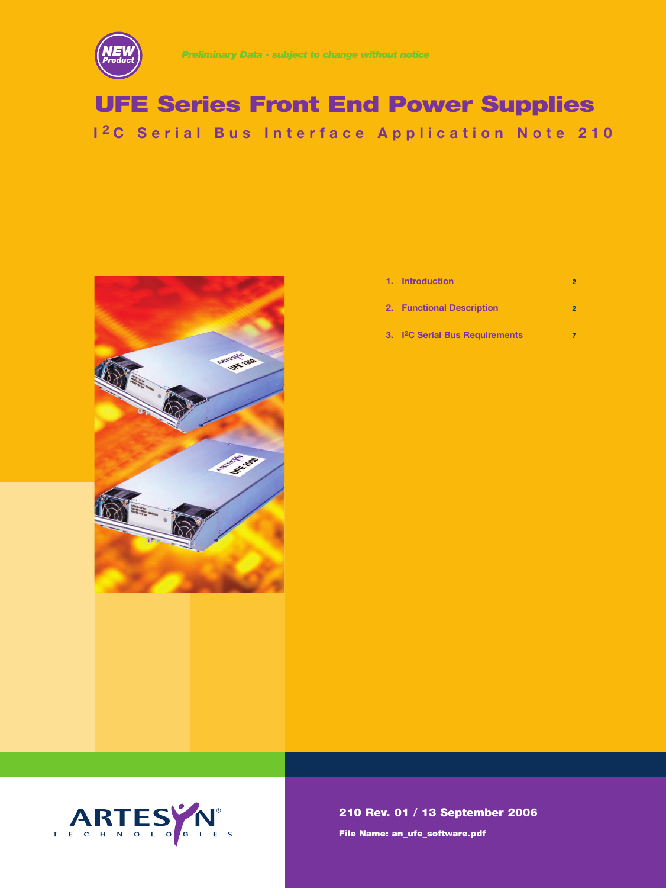**NEW Product**

*Preliminary Data - subject to change without notice*

# UFE Series Front End Power Supplies

## I$^2$C Serial Bus Interface Application Note 210

| | | |
|---|---|---|
| 1. | Introduction | 2 |
| 2. | Functional Description | 2 |
| 3. | I$^2$C Serial Bus Requirements | 7 |

ARTESYN TECHNOLOGIES

**210 Rev. 01 / 13 September 2006**

**File Name: an_ufe_software.pdf**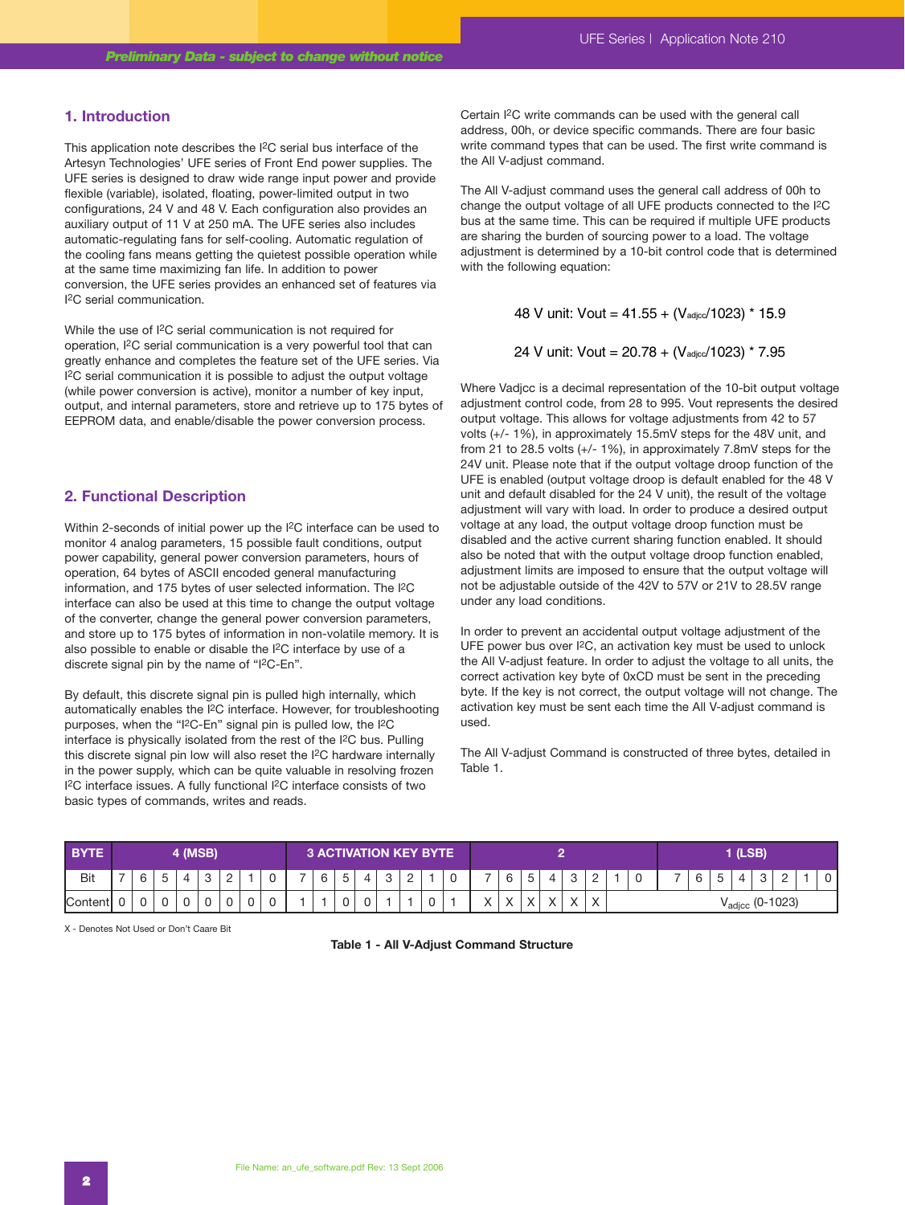## 1. Introduction

This application note describes the I²C serial bus interface of the Artesyn Technologies' UFE series of Front End power supplies. The UFE series is designed to draw wide range input power and provide flexible (variable), isolated, floating, power-limited output in two configurations, 24 V and 48 V. Each configuration also provides an auxiliary output of 11 V at 250 mA. The UFE series also includes automatic-regulating fans for self-cooling. Automatic regulation of the cooling fans means getting the quietest possible operation while at the same time maximizing fan life. In addition to power conversion, the UFE series provides an enhanced set of features via I²C serial communication.

While the use of I²C serial communication is not required for operation, I²C serial communication is a very powerful tool that can greatly enhance and completes the feature set of the UFE series. Via I²C serial communication it is possible to adjust the output voltage (while power conversion is active), monitor a number of key input, output, and internal parameters, store and retrieve up to 175 bytes of EEPROM data, and enable/disable the power conversion process.

## 2. Functional Description

Within 2-seconds of initial power up the I²C interface can be used to monitor 4 analog parameters, 15 possible fault conditions, output power capability, general power conversion parameters, hours of operation, 64 bytes of ASCII encoded general manufacturing information, and 175 bytes of user selected information. The I²C interface can also be used at this time to change the output voltage of the converter, change the general power conversion parameters, and store up to 175 bytes of information in non-volatile memory. It is also possible to enable or disable the I²C interface by use of a discrete signal pin by the name of "I²C-En".

By default, this discrete signal pin is pulled high internally, which automatically enables the I²C interface. However, for troubleshooting purposes, when the "I²C-En" signal pin is pulled low, the I²C interface is physically isolated from the rest of the I²C bus. Pulling this discrete signal pin low will also reset the I²C hardware internally in the power supply, which can be quite valuable in resolving frozen I²C interface issues. A fully functional I²C interface consists of two basic types of commands, writes and reads.

Certain I²C write commands can be used with the general call address, 00h, or device specific commands. There are four basic write command types that can be used. The first write command is the All V-adjust command.

The All V-adjust command uses the general call address of 00h to change the output voltage of all UFE products connected to the I²C bus at the same time. This can be required if multiple UFE products are sharing the burden of sourcing power to a load. The voltage adjustment is determined by a 10-bit control code that is determined with the following equation:

$$48\text{ V unit: } V_{out} = 41.55 + (V_{adjcc}/1023) * 15.9$$

$$24\text{ V unit: } V_{out} = 20.78 + (V_{adjcc}/1023) * 7.95$$

Where Vadjcc is a decimal representation of the 10-bit output voltage adjustment control code, from 28 to 995. Vout represents the desired output voltage. This allows for voltage adjustments from 42 to 57 volts (+/- 1%), in approximately 15.5mV steps for the 48V unit, and from 21 to 28.5 volts (+/- 1%), in approximately 7.8mV steps for the 24V unit. Please note that if the output voltage droop function of the UFE is enabled (output voltage droop is default enabled for the 48 V unit and default disabled for the 24 V unit), the result of the voltage adjustment will vary with load. In order to produce a desired output voltage at any load, the output voltage droop function must be disabled and the active current sharing function enabled. It should also be noted that with the output voltage droop function enabled, adjustment limits are imposed to ensure that the output voltage will not be adjustable outside of the 42V to 57V or 21V to 28.5V range under any load conditions.

In order to prevent an accidental output voltage adjustment of the UFE power bus over I²C, an activation key must be used to unlock the All V-adjust feature. In order to adjust the voltage to all units, the correct activation key byte of 0xCD must be sent in the preceding byte. If the key is not correct, the output voltage will not change. The activation key must be sent each time the All V-adjust command is used.

The All V-adjust Command is constructed of three bytes, detailed in Table 1.

| BYTE | 4 (MSB) | | | | | | | | 3 ACTIVATION KEY BYTE | | | | | | | | 2 | | | | | | | | 1 (LSB) | | | | | | | |
|---|---|---|---|---|---|---|---|---|---|---|---|---|---|---|---|---|---|---|---|---|---|---|---|---|---|---|---|---|---|---|---|---|
| Bit | 7 | 6 | 5 | 4 | 3 | 2 | 1 | 0 | 7 | 6 | 5 | 4 | 3 | 2 | 1 | 0 | 7 | 6 | 5 | 4 | 3 | 2 | 1 | 0 | 7 | 6 | 5 | 4 | 3 | 2 | 1 | 0 |
| Content | 0 | 0 | 0 | 0 | 0 | 0 | 0 | 0 | 1 | 1 | 0 | 0 | 1 | 1 | 0 | 1 | X | X | X | X | X | X | $V_{adjcc}$ (0-1023) | | | | | | | | | |

X - Denotes Not Used or Don't Caare Bit

**Table 1 - All V-Adjust Command Structure**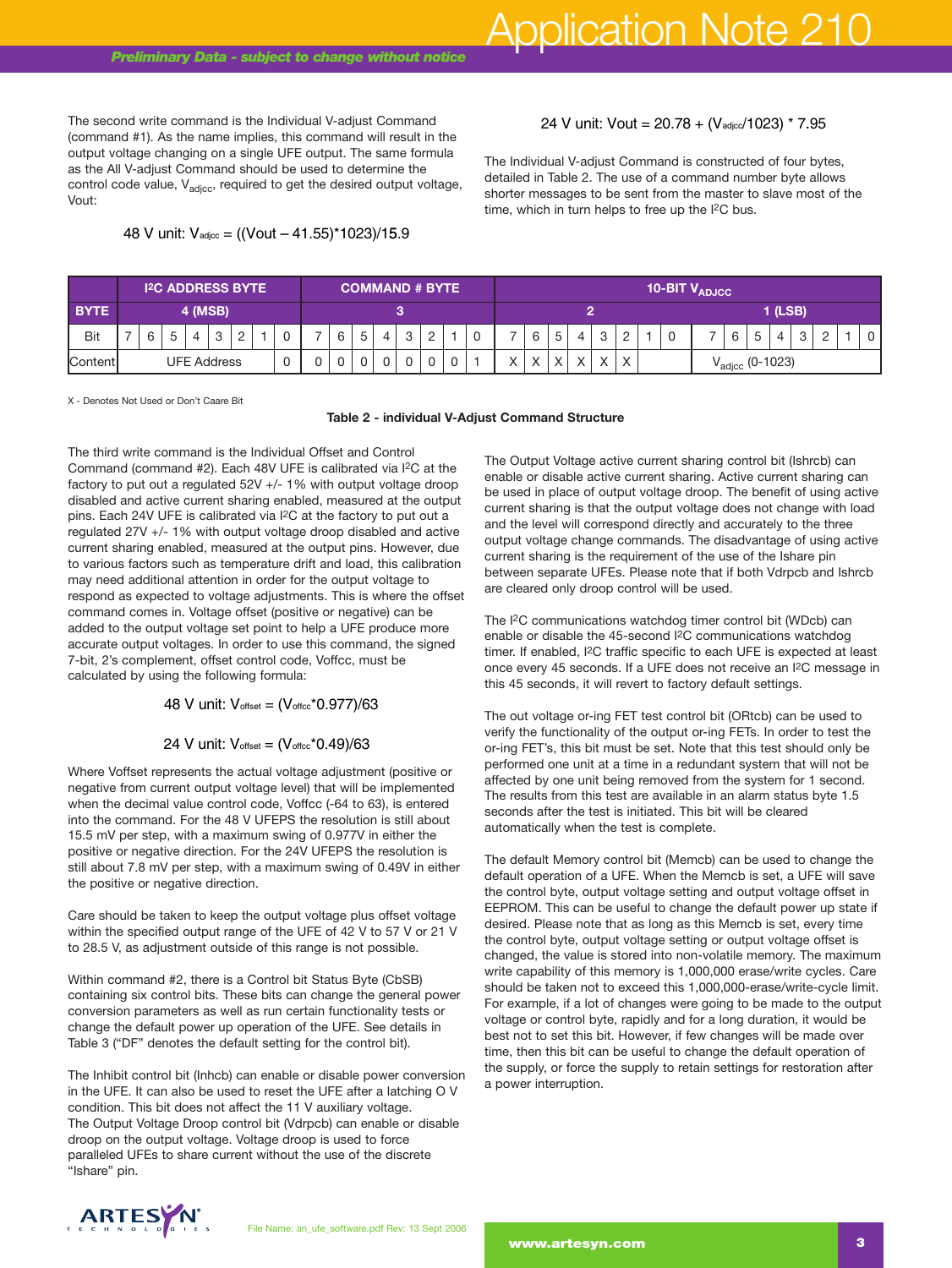The second write command is the Individual V-adjust Command (command #1). As the name implies, this command will result in the output voltage changing on a single UFE output. The same formula as the All V-adjust Command should be used to determine the control code value, $V_{adjcc}$, required to get the desired output voltage, Vout:

$$48\text{ V unit: } V_{adjcc} = ((Vout - 41.55)*1023)/15.9$$

$$24\text{ V unit: } Vout = 20.78 + (V_{adjcc}/1023) * 7.95$$

The Individual V-adjust Command is constructed of four bytes, detailed in Table 2. The use of a command number byte allows shorter messages to be sent from the master to slave most of the time, which in turn helps to free up the I2C bus.

| | I2C ADDRESS BYTE | | | | | | | | COMMAND # BYTE | | | | | | | | 10-BIT $V_{ADJCC}$ | | | | | | | | | | | | | | | |
|---|---|---|---|---|---|---|---|---|---|---|---|---|---|---|---|---|---|---|---|---|---|---|---|---|---|---|---|---|---|---|---|---|
| **BYTE** | 4 (MSB) | | | | | | | | 3 | | | | | | | | 2 | | | | | | | | 1 (LSB) | | | | | | | |
| Bit | 7 | 6 | 5 | 4 | 3 | 2 | 1 | 0 | 7 | 6 | 5 | 4 | 3 | 2 | 1 | 0 | 7 | 6 | 5 | 4 | 3 | 2 | 1 | 0 | 7 | 6 | 5 | 4 | 3 | 2 | 1 | 0 |
| Content | UFE Address | | | | | | | 0 | 0 | 0 | 0 | 0 | 0 | 0 | 0 | 1 | X | X | X | X | X | X | $V_{adjcc}$ (0-1023) | | | | | | | | | |

X - Denotes Not Used or Don't Caare Bit

**Table 2 - individual V-Adjust Command Structure**

The third write command is the Individual Offset and Control Command (command #2). Each 48V UFE is calibrated via I2C at the factory to put out a regulated 52V +/- 1% with output voltage droop disabled and active current sharing enabled, measured at the output pins. Each 24V UFE is calibrated via I2C at the factory to put out a regulated 27V +/- 1% with output voltage droop disabled and active current sharing enabled, measured at the output pins. However, due to various factors such as temperature drift and load, this calibration may need additional attention in order for the output voltage to respond as expected to voltage adjustments. This is where the offset command comes in. Voltage offset (positive or negative) can be added to the output voltage set point to help a UFE produce more accurate output voltages. In order to use this command, the signed 7-bit, 2's complement, offset control code, Voffcc, must be calculated by using the following formula:

$$48\text{ V unit: } V_{offset} = (V_{offcc}*0.977)/63$$

$$24\text{ V unit: } V_{offset} = (V_{offcc}*0.49)/63$$

Where Voffset represents the actual voltage adjustment (positive or negative from current output voltage level) that will be implemented when the decimal value control code, Voffcc (-64 to 63), is entered into the command. For the 48 V UFEPS the resolution is still about 15.5 mV per step, with a maximum swing of 0.977V in either the positive or negative direction. For the 24V UFEPS the resolution is still about 7.8 mV per step, with a maximum swing of 0.49V in either the positive or negative direction.

Care should be taken to keep the output voltage plus offset voltage within the specified output range of the UFE of 42 V to 57 V or 21 V to 28.5 V, as adjustment outside of this range is not possible.

Within command #2, there is a Control bit Status Byte (CbSB) containing six control bits. These bits can change the general power conversion parameters as well as run certain functionality tests or change the default power up operation of the UFE. See details in Table 3 ("DF" denotes the default setting for the control bit).

The Inhibit control bit (Inhcb) can enable or disable power conversion in the UFE. It can also be used to reset the UFE after a latching O V condition. This bit does not affect the 11 V auxiliary voltage.
The Output Voltage Droop control bit (Vdrpcb) can enable or disable droop on the output voltage. Voltage droop is used to force paralleled UFEs to share current without the use of the discrete "Ishare" pin.

The Output Voltage active current sharing control bit (Ishrcb) can enable or disable active current sharing. Active current sharing can be used in place of output voltage droop. The benefit of using active current sharing is that the output voltage does not change with load and the level will correspond directly and accurately to the three output voltage change commands. The disadvantage of using active current sharing is the requirement of the use of the Ishare pin between separate UFEs. Please note that if both Vdrpcb and Ishrcb are cleared only droop control will be used.

The I2C communications watchdog timer control bit (WDcb) can enable or disable the 45-second I2C communications watchdog timer. If enabled, I2C traffic specific to each UFE is expected at least once every 45 seconds. If a UFE does not receive an I2C message in this 45 seconds, it will revert to factory default settings.

The out voltage or-ing FET test control bit (ORtcb) can be used to verify the functionality of the output or-ing FETs. In order to test the or-ing FET's, this bit must be set. Note that this test should only be performed one unit at a time in a redundant system that will not be affected by one unit being removed from the system for 1 second. The results from this test are available in an alarm status byte 1.5 seconds after the test is initiated. This bit will be cleared automatically when the test is complete.

The default Memory control bit (Memcb) can be used to change the default operation of a UFE. When the Memcb is set, a UFE will save the control byte, output voltage setting and output voltage offset in EEPROM. This can be useful to change the default power up state if desired. Please note that as long as this Memcb is set, every time the control byte, output voltage setting or output voltage offset is changed, the value is stored into non-volatile memory. The maximum write capability of this memory is 1,000,000 erase/write cycles. Care should be taken not to exceed this 1,000,000-erase/write-cycle limit. For example, if a lot of changes were going to be made to the output voltage or control byte, rapidly and for a long duration, it would be best not to set this bit. However, if few changes will be made over time, then this bit can be useful to change the default operation of the supply, or force the supply to retain settings for restoration after a power interruption.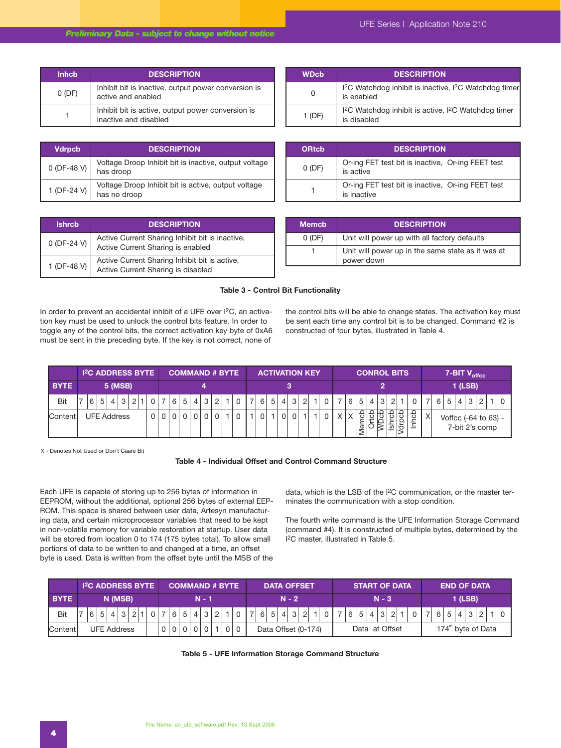| Inhcb | DESCRIPTION |
|---|---|
| 0 (DF) | Inhibit bit is inactive, output power conversion is active and enabled |
| 1 | Inhibit bit is active, output power conversion is inactive and disabled |

| WDcb | DESCRIPTION |
|---|---|
| 0 | I²C Watchdog inhibit is inactive, I²C Watchdog timer is enabled |
| 1 (DF) | I²C Watchdog inhibit is active, I²C Watchdog timer is disabled |

| Vdrpcb | DESCRIPTION |
|---|---|
| 0 (DF-48 V) | Voltage Droop Inhibit bit is inactive, output voltage has droop |
| 1 (DF-24 V) | Voltage Droop Inhibit bit is active, output voltage has no droop |

| ORtcb | DESCRIPTION |
|---|---|
| 0 (DF) | Or-ing FET test bit is inactive, Or-ing FEET test is active |
| 1 | Or-ing FET test bit is inactive, Or-ing FEET test is inactive |

| Ishrcb | DESCRIPTION |
|---|---|
| 0 (DF-24 V) | Active Current Sharing Inhibit bit is inactive, Active Current Sharing is enabled |
| 1 (DF-48 V) | Active Current Sharing Inhibit bit is active, Active Current Sharing is disabled |

| Memcb | DESCRIPTION |
|---|---|
| 0 (DF) | Unit will power up with all factory defaults |
| 1 | Unit will power up in the same state as it was at power down |

**Table 3 - Control Bit Functionality**

In order to prevent an accidental inhibit of a UFE over I²C, an activation key must be used to unlock the control bits feature. In order to toggle any of the control bits, the correct activation key byte of 0xA6 must be sent in the preceding byte. If the key is not correct, none of the control bits will be able to change states. The activation key must be sent each time any control bit is to be changed. Command #2 is constructed of four bytes, illustrated in Table 4.

| | I²C ADDRESS BYTE | | | | | | | | COMMAND # BYTE | | | | | | | | ACTIVATION KEY | | | | | | | | CONROL BITS | | | | | | | | 7-BIT $V_{offcc}$ | | | | | | | |
|---|---|---|---|---|---|---|---|---|---|---|---|---|---|---|---|---|---|---|---|---|---|---|---|---|---|---|---|---|---|---|---|---|---|---|---|---|---|---|---|---|
| BYTE | 5 (MSB) | | | | | | | | 4 | | | | | | | | 3 | | | | | | | | 2 | | | | | | | | 1 (LSB) | | | | | | | |
| Bit | 7 | 6 | 5 | 4 | 3 | 2 | 1 | 0 | 7 | 6 | 5 | 4 | 3 | 2 | 1 | 0 | 7 | 6 | 5 | 4 | 3 | 2 | 1 | 0 | 7 | 6 | 5 | 4 | 3 | 2 | 1 | 0 | 7 | 6 | 5 | 4 | 3 | 2 | 1 | 0 |
| Content | UFE Address | | | | | | | 0 | 0 | 0 | 0 | 0 | 0 | 0 | 1 | 0 | 1 | 0 | 1 | 0 | 0 | 1 | 1 | 0 | X | X | Memcb | Ortcb | WDcb | Ishrcb | Vdrpcb | Inhcb | X | Voffcc (-64 to 63) - 7-bit 2's comp | | | | | | |

X - Denotes Not Used or Don't Caare Bit

**Table 4 - Individual Offset and Control Command Structure**

Each UFE is capable of storing up to 256 bytes of information in EEPROM, without the additional, optional 256 bytes of external EEPROM. This space is shared between user data, Artesyn manufacturing data, and certain microprocessor variables that need to be kept in non-volatile memory for variable restoration at startup. User data will be stored from location 0 to 174 (175 bytes total). To allow small portions of data to be written to and changed at a time, an offset byte is used. Data is written from the offset byte until the MSB of the data, which is the LSB of the I²C communication, or the master terminates the communication with a stop condition.

The fourth write command is the UFE Information Storage Command (command #4). It is constructed of multiple bytes, determined by the I²C master, illustrated in Table 5.

| | I²C ADDRESS BYTE | | | | | | | | COMMAND # BYTE | | | | | | | | DATA OFFSET | | | | | | | | START OF DATA | | | | | | | | END OF DATA | | | | | | | |
|---|---|---|---|---|---|---|---|---|---|---|---|---|---|---|---|---|---|---|---|---|---|---|---|---|---|---|---|---|---|---|---|---|---|---|---|---|---|---|---|---|
| BYTE | N (MSB) | | | | | | | | N - 1 | | | | | | | | N - 2 | | | | | | | | N - 3 | | | | | | | | 1 (LSB) | | | | | | | |
| Bit | 7 | 6 | 5 | 4 | 3 | 2 | 1 | 0 | 7 | 6 | 5 | 4 | 3 | 2 | 1 | 0 | 7 | 6 | 5 | 4 | 3 | 2 | 1 | 0 | 7 | 6 | 5 | 4 | 3 | 2 | 1 | 0 | 7 | 6 | 5 | 4 | 3 | 2 | 1 | 0 |
| Content | UFE Address | | | | | | | | 0 | 0 | 0 | 0 | 0 | 1 | 0 | 0 | Data Offset (0-174) | | | | | | | | Data at Offset | | | | | | | | 174th byte of Data | | | | | | | |

**Table 5 - UFE Information Storage Command Structure**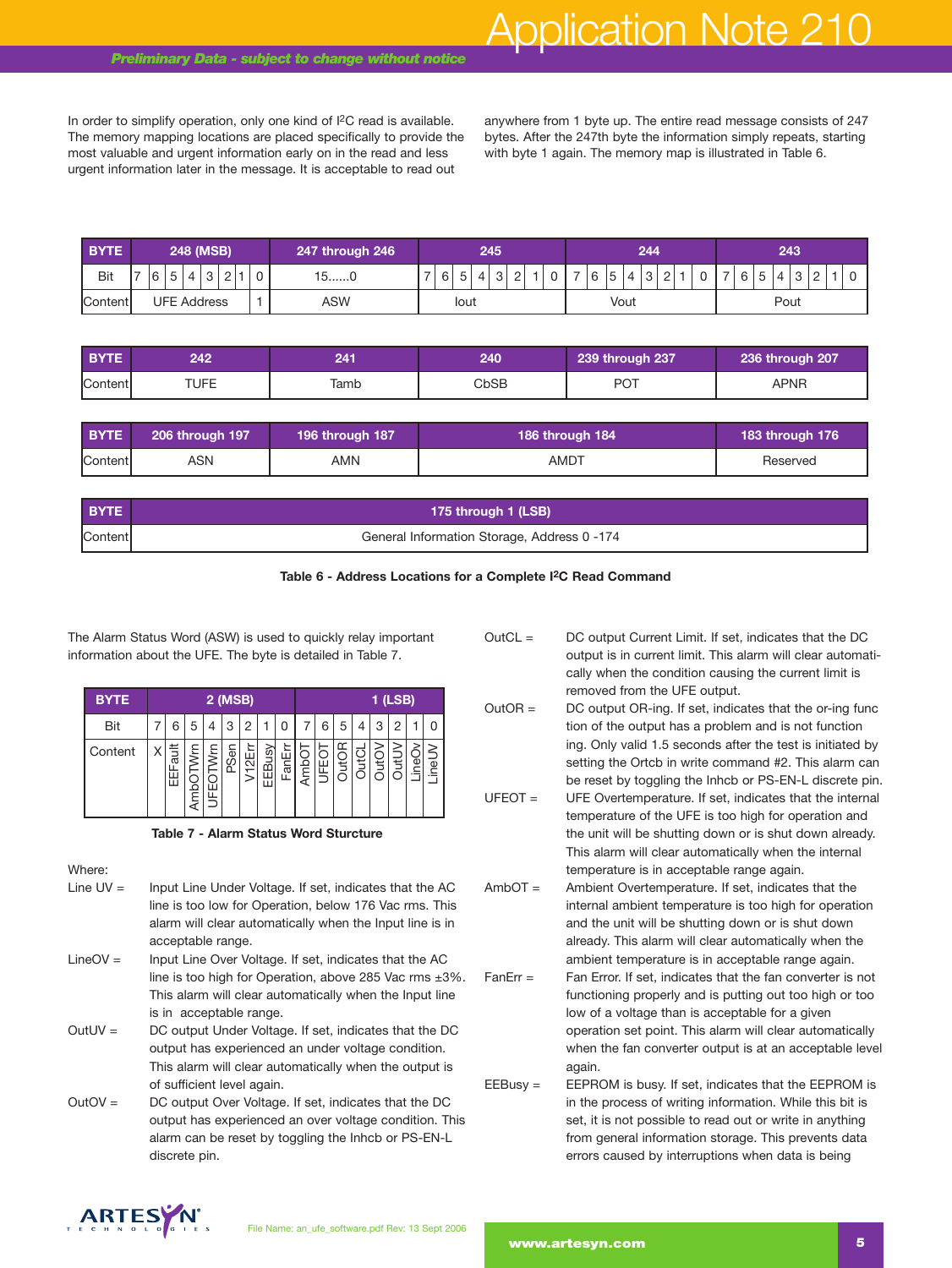In order to simplify operation, only one kind of I²C read is available. The memory mapping locations are placed specifically to provide the most valuable and urgent information early on in the read and less urgent information later in the message. It is acceptable to read out anywhere from 1 byte up. The entire read message consists of 247 bytes. After the 247th byte the information simply repeats, starting with byte 1 again. The memory map is illustrated in Table 6.

| BYTE | 248 (MSB) | | 247 through 246 | 245 | 244 | 243 |
|---|---|---|---|---|---|---|
| Bit | 7 6 5 4 3 2 1 | 0 | 15......0 | 7 6 5 4 3 2 1 0 | 7 6 5 4 3 2 1 0 | 7 6 5 4 3 2 1 0 |
| Content | UFE Address | 1 | ASW | Iout | Vout | Pout |

| BYTE | 242 | 241 | 240 | 239 through 237 | 236 through 207 |
|---|---|---|---|---|---|
| Content | TUFE | Tamb | CbSB | POT | APNR |

| BYTE | 206 through 197 | 196 through 187 | 186 through 184 | 183 through 176 |
|---|---|---|---|---|
| Content | ASN | AMN | AMDT | Reserved |

| BYTE | 175 through 1 (LSB) |
|---|---|
| Content | General Information Storage, Address 0 -174 |

**Table 6 - Address Locations for a Complete I²C Read Command**

The Alarm Status Word (ASW) is used to quickly relay important information about the UFE. The byte is detailed in Table 7.

| BYTE | 2 (MSB) | | | | | | | | 1 (LSB) | | | | | | | |
|---|---|---|---|---|---|---|---|---|---|---|---|---|---|---|---|---|
| Bit | 7 | 6 | 5 | 4 | 3 | 2 | 1 | 0 | 7 | 6 | 5 | 4 | 3 | 2 | 1 | 0 |
| Content | X | EEFault | AmbOTWrn | UFEOTWrn | PSen | V12Err | EEBusy | FanErr | AmbOT | UFEOT | OutOR | OutCL | OutOV | OutUV | LineOv | LineUV |

**Table 7 - Alarm Status Word Sturcture**

Where:

Line UV = Input Line Under Voltage. If set, indicates that the AC line is too low for Operation, below 176 Vac rms. This alarm will clear automatically when the Input line is in acceptable range.

LineOV = Input Line Over Voltage. If set, indicates that the AC line is too high for Operation, above 285 Vac rms ±3%. This alarm will clear automatically when the Input line is in acceptable range.

OutUV = DC output Under Voltage. If set, indicates that the DC output has experienced an under voltage condition. This alarm will clear automatically when the output is of sufficient level again.

OutOV = DC output Over Voltage. If set, indicates that the DC output has experienced an over voltage condition. This alarm can be reset by toggling the Inhcb or PS-EN-L discrete pin.

OutCL = DC output Current Limit. If set, indicates that the DC output is in current limit. This alarm will clear automatically when the condition causing the current limit is removed from the UFE output.

OutOR = DC output OR-ing. If set, indicates that the or-ing function of the output has a problem and is not functioning. Only valid 1.5 seconds after the test is initiated by setting the Ortcb in write command #2. This alarm can be reset by toggling the Inhcb or PS-EN-L discrete pin.

UFEOT = UFE Overtemperature. If set, indicates that the internal temperature of the UFE is too high for operation and the unit will be shutting down or is shut down already. This alarm will clear automatically when the internal temperature is in acceptable range again.

AmbOT = Ambient Overtemperature. If set, indicates that the internal ambient temperature is too high for operation and the unit will be shutting down or is shut down already. This alarm will clear automatically when the ambient temperature is in acceptable range again.

FanErr = Fan Error. If set, indicates that the fan converter is not functioning properly and is putting out too high or too low of a voltage than is acceptable for a given operation set point. This alarm will clear automatically when the fan converter output is at an acceptable level again.

EEBusy = EEPROM is busy. If set, indicates that the EEPROM is in the process of writing information. While this bit is set, it is not possible to read out or write in anything from general information storage. This prevents data errors caused by interruptions when data is being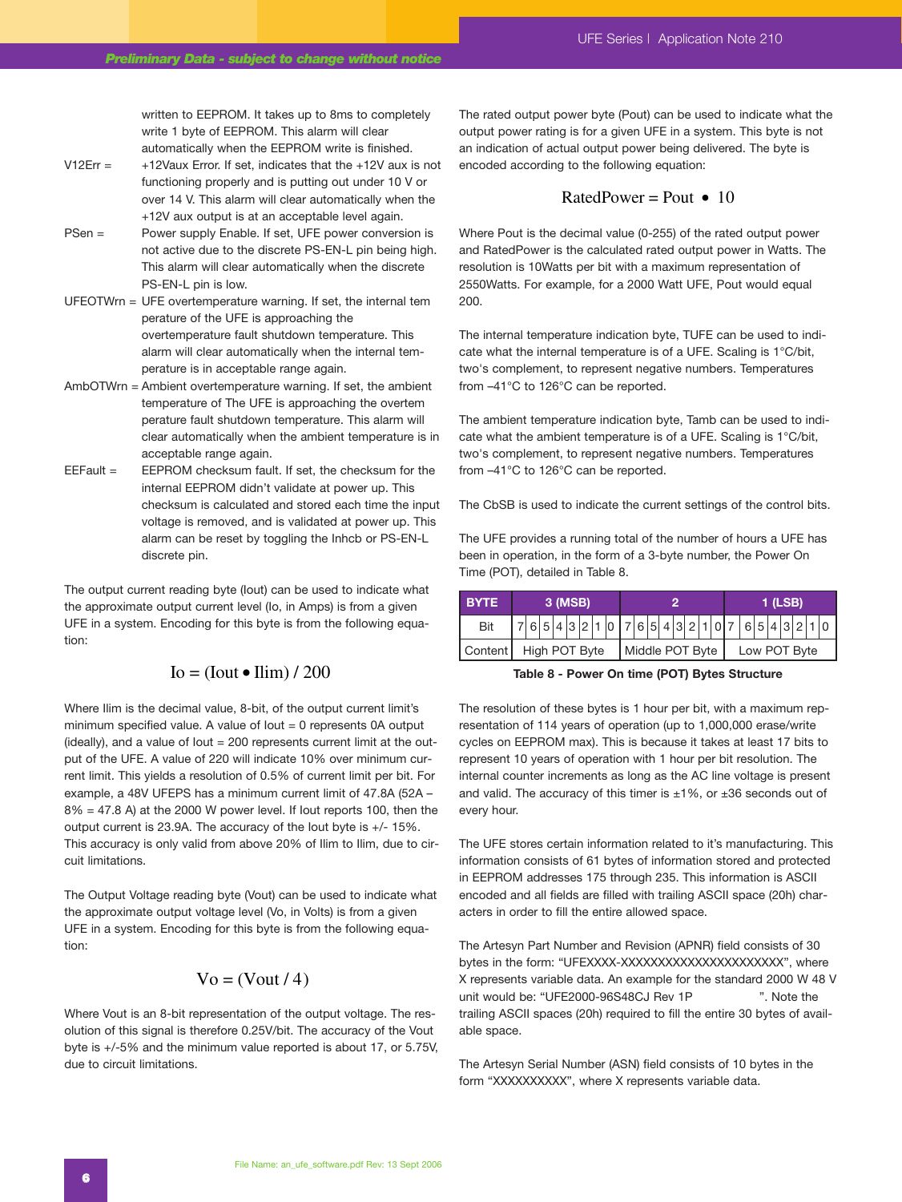written to EEPROM. It takes up to 8ms to completely write 1 byte of EEPROM. This alarm will clear automatically when the EEPROM write is finished.

V12Err = +12Vaux Error. If set, indicates that the +12V aux is not functioning properly and is putting out under 10 V or over 14 V. This alarm will clear automatically when the +12V aux output is at an acceptable level again.

PSen = Power supply Enable. If set, UFE power conversion is not active due to the discrete PS-EN-L pin being high. This alarm will clear automatically when the discrete PS-EN-L pin is low.

UFEOTWrn = UFE overtemperature warning. If set, the internal tem perature of the UFE is approaching the overtemperature fault shutdown temperature. This alarm will clear automatically when the internal temperature is in acceptable range again.

AmbOTWrn = Ambient overtemperature warning. If set, the ambient temperature of The UFE is approaching the overtem perature fault shutdown temperature. This alarm will clear automatically when the ambient temperature is in acceptable range again.

EEFault = EEPROM checksum fault. If set, the checksum for the internal EEPROM didn't validate at power up. This checksum is calculated and stored each time the input voltage is removed, and is validated at power up. This alarm can be reset by toggling the Inhcb or PS-EN-L discrete pin.

The output current reading byte (Iout) can be used to indicate what the approximate output current level (Io, in Amps) is from a given UFE in a system. Encoding for this byte is from the following equation:

$$Io = (Iout \bullet Ilim) / 200$$

Where Ilim is the decimal value, 8-bit, of the output current limit's minimum specified value. A value of Iout = 0 represents 0A output (ideally), and a value of Iout = 200 represents current limit at the output of the UFE. A value of 220 will indicate 10% over minimum current limit. This yields a resolution of 0.5% of current limit per bit. For example, a 48V UFEPS has a minimum current limit of 47.8A (52A – 8% = 47.8 A) at the 2000 W power level. If Iout reports 100, then the output current is 23.9A. The accuracy of the Iout byte is +/- 15%. This accuracy is only valid from above 20% of Ilim to Ilim, due to circuit limitations.

The Output Voltage reading byte (Vout) can be used to indicate what the approximate output voltage level (Vo, in Volts) is from a given UFE in a system. Encoding for this byte is from the following equation:

$$Vo = (Vout / 4)$$

Where Vout is an 8-bit representation of the output voltage. The resolution of this signal is therefore 0.25V/bit. The accuracy of the Vout byte is +/-5% and the minimum value reported is about 17, or 5.75V, due to circuit limitations.

The rated output power byte (Pout) can be used to indicate what the output power rating is for a given UFE in a system. This byte is not an indication of actual output power being delivered. The byte is encoded according to the following equation:

$$RatedPower = Pout \bullet 10$$

Where Pout is the decimal value (0-255) of the rated output power and RatedPower is the calculated rated output power in Watts. The resolution is 10Watts per bit with a maximum representation of 2550Watts. For example, for a 2000 Watt UFE, Pout would equal 200.

The internal temperature indication byte, TUFE can be used to indicate what the internal temperature is of a UFE. Scaling is 1°C/bit, two's complement, to represent negative numbers. Temperatures from –41°C to 126°C can be reported.

The ambient temperature indication byte, Tamb can be used to indicate what the ambient temperature is of a UFE. Scaling is 1°C/bit, two's complement, to represent negative numbers. Temperatures from –41°C to 126°C can be reported.

The CbSB is used to indicate the current settings of the control bits.

The UFE provides a running total of the number of hours a UFE has been in operation, in the form of a 3-byte number, the Power On Time (POT), detailed in Table 8.

| BYTE | 3 (MSB) | | | | | | | | 2 | | | | | | | | 1 (LSB) | | | | | | | |
|---|---|---|---|---|---|---|---|---|---|---|---|---|---|---|---|---|---|---|---|---|---|---|---|---|
| Bit | 7 | 6 | 5 | 4 | 3 | 2 | 1 | 0 | 7 | 6 | 5 | 4 | 3 | 2 | 1 | 0 | 7 | 6 | 5 | 4 | 3 | 2 | 1 | 0 |
| Content | High POT Byte | | | | | | | | Middle POT Byte | | | | | | | | Low POT Byte | | | | | | | |

**Table 8 - Power On time (POT) Bytes Structure**

The resolution of these bytes is 1 hour per bit, with a maximum representation of 114 years of operation (up to 1,000,000 erase/write cycles on EEPROM max). This is because it takes at least 17 bits to represent 10 years of operation with 1 hour per bit resolution. The internal counter increments as long as the AC line voltage is present and valid. The accuracy of this timer is ±1%, or ±36 seconds out of every hour.

The UFE stores certain information related to it's manufacturing. This information consists of 61 bytes of information stored and protected in EEPROM addresses 175 through 235. This information is ASCII encoded and all fields are filled with trailing ASCII space (20h) characters in order to fill the entire allowed space.

The Artesyn Part Number and Revision (APNR) field consists of 30 bytes in the form: "UFEXXXX-XXXXXXXXXXXXXXXXXXXXX", where X represents variable data. An example for the standard 2000 W 48 V unit would be: "UFE2000-96S48CJ Rev 1P               ". Note the trailing ASCII spaces (20h) required to fill the entire 30 bytes of available space.

The Artesyn Serial Number (ASN) field consists of 10 bytes in the form "XXXXXXXXXX", where X represents variable data.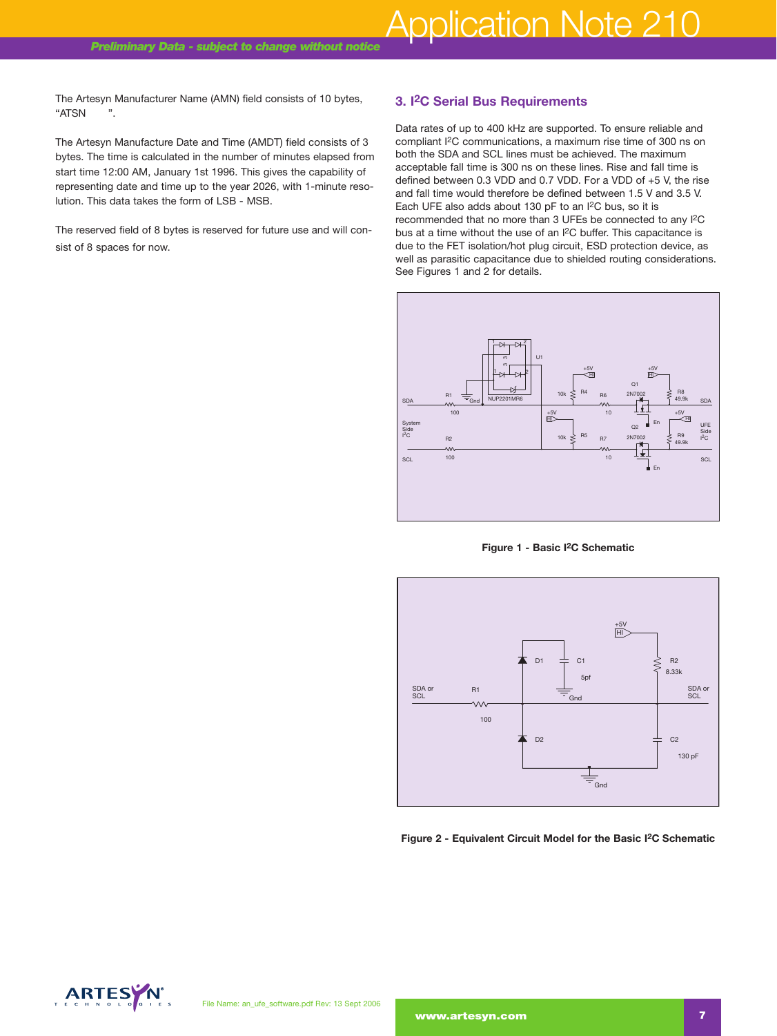The Artesyn Manufacturer Name (AMN) field consists of 10 bytes, “ATSN ”.

The Artesyn Manufacture Date and Time (AMDT) field consists of 3 bytes. The time is calculated in the number of minutes elapsed from start time 12:00 AM, January 1st 1996. This gives the capability of representing date and time up to the year 2026, with 1-minute resolution. This data takes the form of LSB - MSB.

The reserved field of 8 bytes is reserved for future use and will consist of 8 spaces for now.

## 3. I2C Serial Bus Requirements

Data rates of up to 400 kHz are supported. To ensure reliable and compliant I2C communications, a maximum rise time of 300 ns on both the SDA and SCL lines must be achieved. The maximum acceptable fall time is 300 ns on these lines. Rise and fall time is defined between 0.3 VDD and 0.7 VDD. For a VDD of +5 V, the rise and fall time would therefore be defined between 1.5 V and 3.5 V. Each UFE also adds about 130 pF to an I2C bus, so it is recommended that no more than 3 UFEs be connected to any I2C bus at a time without the use of an I2C buffer. This capacitance is due to the FET isolation/hot plug circuit, ESD protection device, as well as parasitic capacitance due to shielded routing considerations. See Figures 1 and 2 for details.

**Figure 1 - Basic I2C Schematic**

**Figure 2 - Equivalent Circuit Model for the Basic I2C Schematic**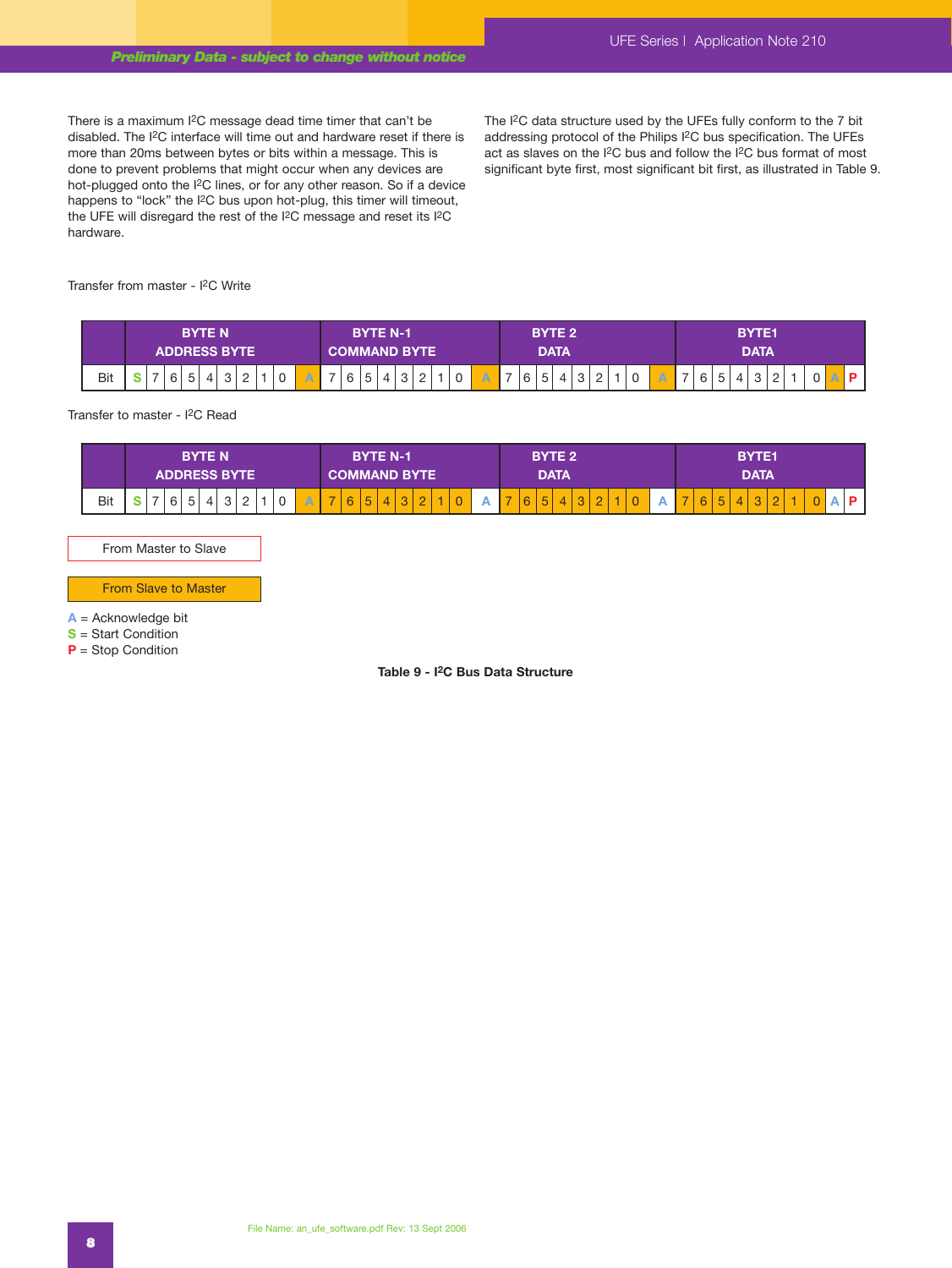There is a maximum I²C message dead time timer that can't be disabled. The I²C interface will time out and hardware reset if there is more than 20ms between bytes or bits within a message. This is done to prevent problems that might occur when any devices are hot-plugged onto the I²C lines, or for any other reason. So if a device happens to "lock" the I²C bus upon hot-plug, this timer will timeout, the UFE will disregard the rest of the I²C message and reset its I²C hardware.

The I²C data structure used by the UFEs fully conform to the 7 bit addressing protocol of the Philips I²C bus specification. The UFEs act as slaves on the I²C bus and follow the I²C bus format of most significant byte first, most significant bit first, as illustrated in Table 9.

Transfer from master - I²C Write

| | BYTE N ADDRESS BYTE | | | | | | | | | | BYTE N-1 COMMAND BYTE | | | | | | | | | BYTE 2 DATA | | | | | | | | | BYTE1 DATA | | | | | | | | | |
|---|---|---|---|---|---|---|---|---|---|---|---|---|---|---|---|---|---|---|---|---|---|---|---|---|---|---|---|---|---|---|---|---|---|---|---|---|---|---|
| Bit | S | 7 | 6 | 5 | 4 | 3 | 2 | 1 | 0 | A | 7 | 6 | 5 | 4 | 3 | 2 | 1 | 0 | A | 7 | 6 | 5 | 4 | 3 | 2 | 1 | 0 | A | 7 | 6 | 5 | 4 | 3 | 2 | 1 | 0 | A | P |

Transfer to master - I²C Read

| | BYTE N ADDRESS BYTE | | | | | | | | | | BYTE N-1 COMMAND BYTE | | | | | | | | | BYTE 2 DATA | | | | | | | | | BYTE1 DATA | | | | | | | | | |
|---|---|---|---|---|---|---|---|---|---|---|---|---|---|---|---|---|---|---|---|---|---|---|---|---|---|---|---|---|---|---|---|---|---|---|---|---|---|---|
| Bit | S | 7 | 6 | 5 | 4 | 3 | 2 | 1 | 0 | A | 7 | 6 | 5 | 4 | 3 | 2 | 1 | 0 | A | 7 | 6 | 5 | 4 | 3 | 2 | 1 | 0 | A | 7 | 6 | 5 | 4 | 3 | 2 | 1 | 0 | A | P |

From Master to Slave

From Slave to Master

A = Acknowledge bit
S = Start Condition
P = Stop Condition

**Table 9 - I²C Bus Data Structure**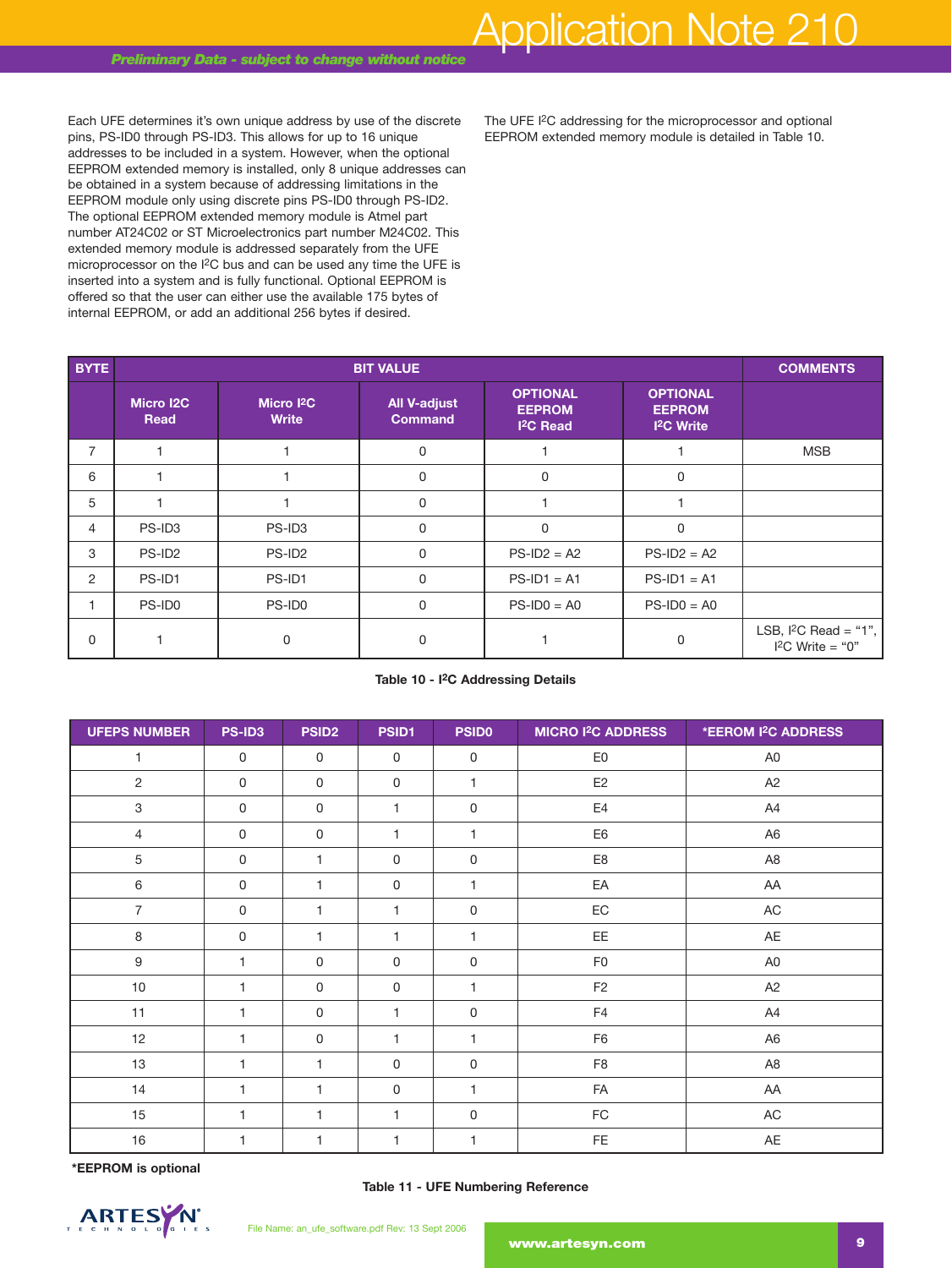Each UFE determines it's own unique address by use of the discrete pins, PS-ID0 through PS-ID3. This allows for up to 16 unique addresses to be included in a system. However, when the optional EEPROM extended memory is installed, only 8 unique addresses can be obtained in a system because of addressing limitations in the EEPROM module only using discrete pins PS-ID0 through PS-ID2. The optional EEPROM extended memory module is Atmel part number AT24C02 or ST Microelectronics part number M24C02. This extended memory module is addressed separately from the UFE microprocessor on the I²C bus and can be used any time the UFE is inserted into a system and is fully functional. Optional EEPROM is offered so that the user can either use the available 175 bytes of internal EEPROM, or add an additional 256 bytes if desired.

The UFE I²C addressing for the microprocessor and optional EEPROM extended memory module is detailed in Table 10.

| BYTE | BIT VALUE | | | | | COMMENTS |
|---|---|---|---|---|---|---|
| | Micro I2C Read | Micro I²C Write | All V-adjust Command | OPTIONAL EEPROM I²C Read | OPTIONAL EEPROM I²C Write | |
| 7 | 1 | 1 | 0 | 1 | 1 | MSB |
| 6 | 1 | 1 | 0 | 0 | 0 | |
| 5 | 1 | 1 | 0 | 1 | 1 | |
| 4 | PS-ID3 | PS-ID3 | 0 | 0 | 0 | |
| 3 | PS-ID2 | PS-ID2 | 0 | PS-ID2 = A2 | PS-ID2 = A2 | |
| 2 | PS-ID1 | PS-ID1 | 0 | PS-ID1 = A1 | PS-ID1 = A1 | |
| 1 | PS-ID0 | PS-ID0 | 0 | PS-ID0 = A0 | PS-ID0 = A0 | |
| 0 | 1 | 0 | 0 | 1 | 0 | LSB, I²C Read = "1", I²C Write = "0" |

**Table 10 - I²C Addressing Details**

| UFEPS NUMBER | PS-ID3 | PSID2 | PSID1 | PSID0 | MICRO I²C ADDRESS | *EEROM I²C ADDRESS |
|---|---|---|---|---|---|---|
| 1 | 0 | 0 | 0 | 0 | E0 | A0 |
| 2 | 0 | 0 | 0 | 1 | E2 | A2 |
| 3 | 0 | 0 | 1 | 0 | E4 | A4 |
| 4 | 0 | 0 | 1 | 1 | E6 | A6 |
| 5 | 0 | 1 | 0 | 0 | E8 | A8 |
| 6 | 0 | 1 | 0 | 1 | EA | AA |
| 7 | 0 | 1 | 1 | 0 | EC | AC |
| 8 | 0 | 1 | 1 | 1 | EE | AE |
| 9 | 1 | 0 | 0 | 0 | F0 | A0 |
| 10 | 1 | 0 | 0 | 1 | F2 | A2 |
| 11 | 1 | 0 | 1 | 0 | F4 | A4 |
| 12 | 1 | 0 | 1 | 1 | F6 | A6 |
| 13 | 1 | 1 | 0 | 0 | F8 | A8 |
| 14 | 1 | 1 | 0 | 1 | FA | AA |
| 15 | 1 | 1 | 1 | 0 | FC | AC |
| 16 | 1 | 1 | 1 | 1 | FE | AE |

**\*EEPROM is optional**

**Table 11 - UFE Numbering Reference**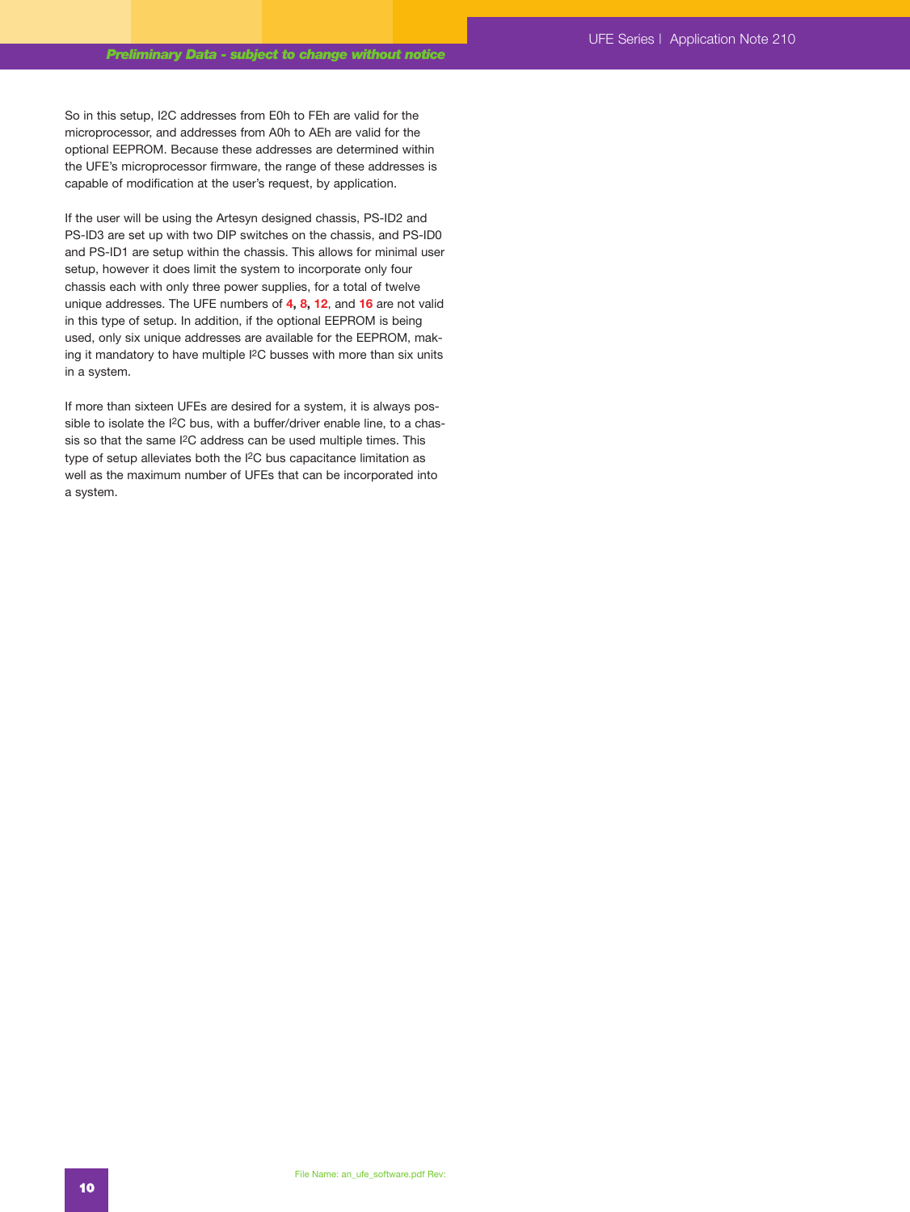So in this setup, I2C addresses from E0h to FEh are valid for the microprocessor, and addresses from A0h to AEh are valid for the optional EEPROM. Because these addresses are determined within the UFE's microprocessor firmware, the range of these addresses is capable of modification at the user's request, by application.

If the user will be using the Artesyn designed chassis, PS-ID2 and PS-ID3 are set up with two DIP switches on the chassis, and PS-ID0 and PS-ID1 are setup within the chassis. This allows for minimal user setup, however it does limit the system to incorporate only four chassis each with only three power supplies, for a total of twelve unique addresses. The UFE numbers of **4, 8, 12**, and **16** are not valid in this type of setup. In addition, if the optional EEPROM is being used, only six unique addresses are available for the EEPROM, making it mandatory to have multiple $I^2C$ busses with more than six units in a system.

If more than sixteen UFEs are desired for a system, it is always possible to isolate the $I^2C$ bus, with a buffer/driver enable line, to a chassis so that the same $I^2C$ address can be used multiple times. This type of setup alleviates both the $I^2C$ bus capacitance limitation as well as the maximum number of UFEs that can be incorporated into a system.